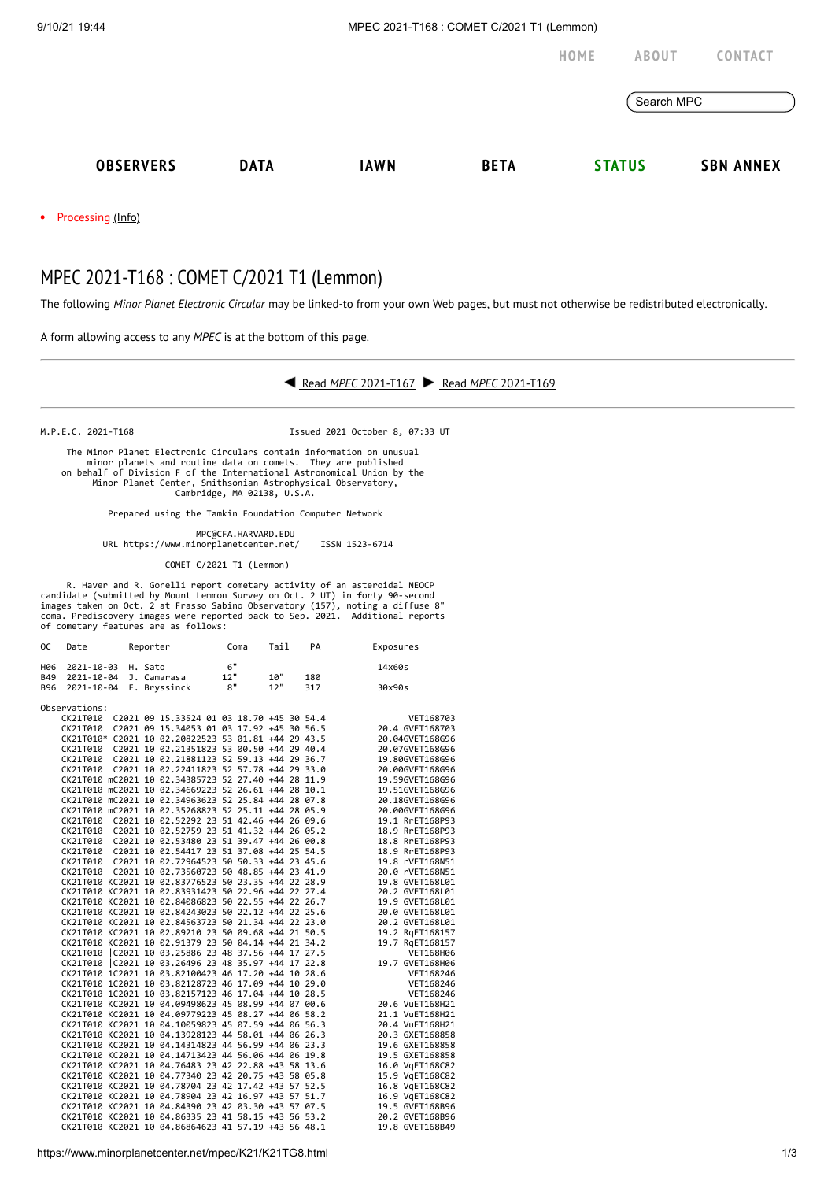HOME ABOUT CONTACT

Search MPC

**OBSERVERS** **DATA** **IAWN** **BETA** **STATUS** **SBN ANNEX**

- Processing (Info)

# MPEC 2021-T168 : COMET C/2021 T1 (Lemmon)

The following *Minor Planet Electronic Circular* may be linked-to from your own Web pages, but must not otherwise be redistributed electronically.

A form allowing access to any *MPEC* is at the bottom of this page.

---

◀ Read *MPEC* 2021-T167 ▶ Read *MPEC* 2021-T169

---

```
M.P.E.C. 2021-T168                                 Issued 2021 October 8, 07:33 UT

     The Minor Planet Electronic Circulars contain information on unusual
         minor planets and routine data on comets.  They are published
    on behalf of Division F of the International Astronomical Union by the
          Minor Planet Center, Smithsonian Astrophysical Observatory,
                          Cambridge, MA 02138, U.S.A.

                Prepared using the Tamkin Foundation Computer Network

                              MPC@CFA.HARVARD.EDU
            URL https://www.minorplanetcenter.net/     ISSN 1523-6714

                            COMET C/2021 T1 (Lemmon)

     R. Haver and R. Gorelli report cometary activity of an asteroidal NEOCP
candidate (submitted by Mount Lemmon Survey on Oct. 2 UT) in forty 90-second
images taken on Oct. 2 at Frasso Sabino Observatory (157), noting a diffuse 8"
coma. Prediscovery images were reported back to Sep. 2021.  Additional reports
of cometary features are as follows:

OC  Date        Reporter          Coma    Tail    PA           Exposures

H06  2021-10-03  H. Sato           6"                           14x60s
B49  2021-10-04  J. Camarasa      12"     10"     180
B96  2021-10-04  E. Bryssinck      8"     12"     317           30x90s

Observations:
    CK21T010  C2021 09 15.33524 01 03 18.70 +45 30 54.4                VET168703
    CK21T010  C2021 09 15.34053 01 03 17.92 +45 30 56.5          20.4 GVET168703
    CK21T010* C2021 10 02.20822523 53 01.81 +44 29 43.5          20.04GVET168G96
    CK21T010  C2021 10 02.21351823 53 00.50 +44 29 40.4          20.07GVET168G96
    CK21T010  C2021 10 02.21881123 52 59.13 +44 29 36.7          19.80GVET168G96
    CK21T010  C2021 10 02.22411823 52 57.78 +44 29 33.0          20.00GVET168G96
    CK21T010 mC2021 10 02.34385723 52 27.40 +44 28 11.9          19.59GVET168G96
    CK21T010 mC2021 10 02.34669223 52 26.61 +44 28 10.1          19.51GVET168G96
    CK21T010 mC2021 10 02.34963623 52 25.84 +44 28 07.8          20.18GVET168G96
    CK21T010 mC2021 10 02.35268823 52 25.11 +44 28 05.9          20.00GVET168G96
    CK21T010  C2021 10 02.52292 23 51 42.46 +44 26 09.6          19.1 RrET168P93
    CK21T010  C2021 10 02.52759 23 51 41.32 +44 26 05.2          18.9 RrET168P93
    CK21T010  C2021 10 02.53480 23 51 39.47 +44 26 00.8          18.8 RrET168P93
    CK21T010  C2021 10 02.54417 23 51 37.08 +44 25 54.5          18.9 RrET168P93
    CK21T010  C2021 10 02.72964523 50 50.33 +44 23 45.6          19.8 rVET168N51
    CK21T010  C2021 10 02.73560723 50 48.85 +44 23 41.9          20.0 rVET168N51
    CK21T010 KC2021 10 02.83776523 50 23.35 +44 22 28.9          19.8 GVET168L01
    CK21T010 KC2021 10 02.83931423 50 22.96 +44 22 27.4          20.2 GVET168L01
    CK21T010 KC2021 10 02.84086823 50 22.55 +44 22 26.7          19.9 GVET168L01
    CK21T010 KC2021 10 02.84243023 50 22.12 +44 22 25.6          20.0 GVET168L01
    CK21T010 KC2021 10 02.84563723 50 21.34 +44 22 23.0          20.2 GVET168L01
    CK21T010 KC2021 10 02.89210 23 50 09.68 +44 21 50.5          19.2 RqET168157
    CK21T010 KC2021 10 02.91379 23 50 04.14 +44 21 34.2          19.7 RqET168157
    CK21T010 |C2021 10 03.25886 23 48 37.56 +44 17 27.5                VET168H06
    CK21T010 |C2021 10 03.26496 23 48 35.97 +44 17 22.8          19.7 GVET168H06
    CK21T010 1C2021 10 03.82100423 46 17.20 +44 10 28.6                VET168246
    CK21T010 1C2021 10 03.82128723 46 17.09 +44 10 29.0                VET168246
    CK21T010 1C2021 10 03.82157123 46 17.04 +44 10 28.5                VET168246
    CK21T010 KC2021 10 04.09498623 45 08.99 +44 07 00.6          20.6 VuET168H21
    CK21T010 KC2021 10 04.09779223 45 08.27 +44 06 58.2          21.1 VuET168H21
    CK21T010 KC2021 10 04.10059823 45 07.59 +44 06 56.3          20.4 VuET168H21
    CK21T010 KC2021 10 04.13928123 44 58.01 +44 06 26.3          20.3 GXET168858
    CK21T010 KC2021 10 04.14314823 44 56.99 +44 06 23.3          19.6 GXET168858
    CK21T010 KC2021 10 04.14713423 44 56.06 +44 06 19.8          19.5 GXET168858
    CK21T010 KC2021 10 04.76483 23 42 22.88 +43 58 13.6          16.0 VqET168C82
    CK21T010 KC2021 10 04.77340 23 42 20.75 +43 58 05.8          15.9 VqET168C82
    CK21T010 KC2021 10 04.78704 23 42 17.42 +43 57 52.5          16.8 VqET168C82
    CK21T010 KC2021 10 04.78904 23 42 16.97 +43 57 51.7          16.9 VqET168C82
    CK21T010 KC2021 10 04.84390 23 42 03.30 +43 57 07.5          19.5 GVET168B96
    CK21T010 KC2021 10 04.86335 23 41 58.15 +43 56 53.2          20.2 GVET168B96
    CK21T010 KC2021 10 04.86864623 41 57.19 +43 56 48.1          19.8 GVET168B49
```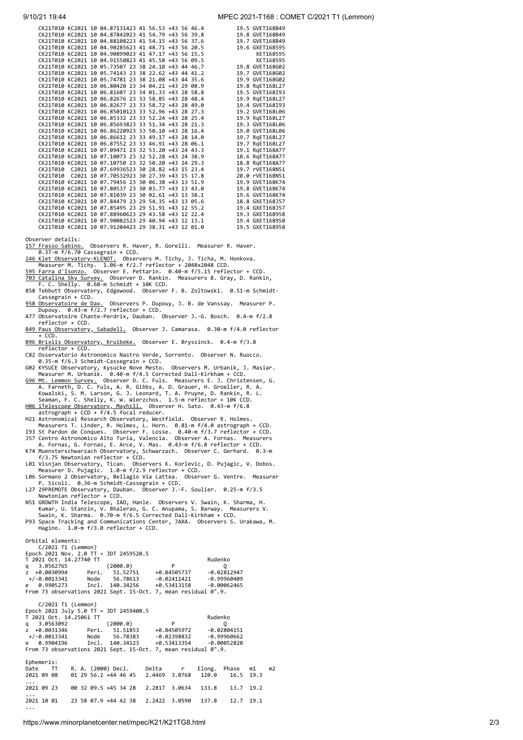```
    CK21T010 KC2021 10 04.87131423 41 56.53 +43 56 46.4          19.5 GVET168B49
    CK21T010 KC2021 10 04.87842023 41 54.79 +43 56 39.8          19.8 GVET168B49
    CK21T010 KC2021 10 04.88108223 41 54.15 +43 56 37.6          19.7 GVET168B49
    CK21T010 KC2021 10 04.90285623 41 48.71 +43 56 20.5          19.6 GXET168595
    CK21T010 KC2021 10 04.90899023 41 47.17 +43 56 15.5               XET168595
    CK21T010 KC2021 10 04.91550823 41 45.58 +43 56 09.5               XET168595
    CK21T010 KC2021 10 05.73507 23 38 24.18 +43 44 46.7          19.8 GVET168G02
    CK21T010 KC2021 10 05.74143 23 38 22.62 +43 44 41.2          19.7 GVET168G02
    CK21T010 KC2021 10 05.74781 23 38 21.08 +43 44 35.6          19.9 GVET168G02
    CK21T010 KC2021 10 06.80420 23 34 04.21 +43 29 08.9          19.8 RqET168L27
    CK21T010 KC2021 10 06.81607 23 34 01.33 +43 28 58.8          19.5 GVET168I93
    CK21T010 KC2021 10 06.82676 23 33 58.85 +43 28 48.4          19.9 RqET168L27
    CK21T010 KC2021 10 06.82677 23 33 58.72 +43 28 49.0          19.4 GVET168I93
    CK21T010 KC2021 10 06.85010123 33 52.96 +43 28 27.3          19.2 GVET168L06
    CK21T010 KC2021 10 06.85332 23 33 52.24 +43 28 25.4          19.9 RqET168L27
    CK21T010 KC2021 10 06.85693823 33 51.34 +43 28 21.3          19.3 GVET168L06
    CK21T010 KC2021 10 06.86220923 33 50.10 +43 28 16.4          19.0 GVET168L06
    CK21T010 KC2021 10 06.86612 23 33 49.17 +43 28 14.0          19.7 RqET168L27
    CK21T010 KC2021 10 06.87552 23 33 46.91 +43 28 06.1          19.7 RqET168L27
    CK21T010 KC2021 10 07.09471 23 32 53.20 +43 24 43.3          19.1 RqET168A77
    CK21T010 KC2021 10 07.10073 23 32 52.28 +43 24 38.9          18.6 RqET168A77
    CK21T010 KC2021 10 07.10750 23 32 50.20 +43 24 29.3          18.8 RqET168A77
    CK21T010  C2021 10 07.69936523 30 28.82 +43 15 23.4          19.7 rVET168N51
    CK21T010  C2021 10 07.70532923 30 27.39 +43 15 17.8          20.0 rVET168N51
    CK21T010 KC2021 10 07.79456 23 30 06.38 +43 13 51.9          19.9 GVET168K74
    CK21T010 KC2021 10 07.80537 23 30 03.77 +43 13 43.0          19.8 GVET168K74
    CK21T010 KC2021 10 07.81039 23 30 02.61 +43 13 38.1          19.6 GVET168K74
    CK21T010 KC2021 10 07.84479 23 29 54.35 +43 13 05.6          18.8 GXET168J57
    CK21T010 KC2021 10 07.85495 23 29 51.91 +43 12 55.2          19.4 GXET168J57
    CK21T010 KC2021 10 07.88960623 29 43.58 +43 12 22.4          19.3 GXET168958
    CK21T010 KC2021 10 07.90082523 29 40.94 +43 12 13.1          19.4 GXET168958
    CK21T010 KC2021 10 07.91204423 29 38.31 +43 12 01.0          19.5 GXET168958
```

Observer details:

- 157 Frasso Sabino. Observers R. Haver, R. Gorelli. Measurer R. Haver. 0.37-m f/6.70 Cassegrain + CCD.
- 246 Klet Observatory-KLENOT. Observers M. Tichy, J. Ticha, M. Honkova. Measurer M. Tichy. 1.06-m f/2.7 reflector + 2048x2048 CCD.
- 595 Farra d'Isonzo. Observer E. Pettarin. 0.40-m f/5.15 reflector + CCD.
- 703 Catalina Sky Survey. Observer D. Rankin. Measurers B. Gray, D. Rankin, F. C. Shelly. 0.68-m Schmidt + 10K CCD.
- 858 Tebbutt Observatory, Edgewood. Observer F. B. Zoltowski. 0.51-m Schmidt-Cassegrain + CCD.
- 958 Observatoire de Dax. Observers P. Dupouy, J. B. de Vanssay. Measurer P. Dupouy. 0.43-m f/2.7 reflector + CCD.
- A77 Observatoire Chante-Perdrix, Dauban. Observer J.-G. Bosch. 0.4-m f/2.8 reflector + CCD.
- B49 Paus Observatory, Sabadell. Observer J. Camarasa. 0.30-m f/4.0 reflector + CCD.
- B96 Brixiis Observatory, Kruibeke. Observer E. Bryssinck. 0.4-m f/3.8 reflector + CCD.
- C82 Osservatorio Astronomico Nastro Verde, Sorrento. Observer N. Ruocco. 0.35-m f/6.3 Schmidt-Cassegrain + CCD.
- G02 KYSUCE Observatory, Kysucke Nove Mesto. Observers M. Urbanik, J. Masiar. Measurer M. Urbanik. 0.40-m f/4.5 Corrected Dall-Kirkham + CCD.
- G96 Mt. Lemmon Survey. Observer D. C. Fuls. Measurers E. J. Christensen, G. A. Farneth, D. C. Fuls, A. R. Gibbs, A. D. Grauer, H. Groeller, R. A. Kowalski, S. M. Larson, G. J. Leonard, T. A. Pruyne, D. Rankin, R. L. Seaman, F. C. Shelly, K. W. Wierzchos. 1.5-m reflector + 10K CCD.
- H06 iTelescope Observatory, Mayhill. Observer H. Sato. 0.43-m f/6.8 astrograph + CCD + f/4.5 focal reducer.
- H21 Astronomical Research Observatory, Westfield. Observer R. Holmes. Measurers T. Linder, R. Holmes, L. Horn. 0.81-m f/4.0 astrograph + CCD.
- I93 St Pardon de Conques. Observer F. Losse. 0.40-m f/3.7 reflector + CCD.
- J57 Centro Astronomico Alto Turia, Valencia. Observer A. Fornas. Measurers A. Fornas, G. Fornas, E. Arce, V. Mas. 0.43-m f/6.8 reflector + CCD.
- K74 Muensterschwarzach Observatory, Schwarzach. Observer C. Gerhard. 0.3-m f/3.75 Newtonian reflector + CCD.
- L01 Visnjan Observatory, Tican. Observers K. Korlevic, D. Pujagic, V. Dobos. Measurer D. Pujagic. 1.0-m f/2.9 reflector + CCD.
- L06 Sormano 2 Observatory, Bellagio Via Lattea. Observer G. Ventre. Measurer P. Sicoli. 0.36-m Schmidt-Cassegrain + CCD.
- L27 29PREMOTE Observatory, Dauban. Observer J.-F. Soulier. 0.25-m f/3.5 Newtonian reflector + CCD.
- N51 GROWTH India Telescope, IAO, Hanle. Observers V. Swain, K. Sharma, H. Kumar, U. Stanzin, V. Bhalerao, G. C. Anupama, S. Barway. Measurers V. Swain, K. Sharma. 0.70-m f/6.5 Corrected Dall-Kirkham + CCD.
- P93 Space Tracking and Communications Center, JAXA. Observers S. Urakawa, M. Hagino. 1.0-m f/3.0 reflector + CCD.

Orbital elements:

```
    C/2021 T1 (Lemmon)
Epoch 2021 Nov. 2.0 TT = JDT 2459520.5
T 2021 Oct. 14.27740 TT                                 Rudenko
q   3.0562765            (2000.0)            P               Q
z  +0.0030994       Peri.   51.52751     +0.84505737     -0.02812947
 +/-0.0013341       Node    56.78613     -0.02411421     -0.99960409
e   0.9905273       Incl.  140.34256     +0.53413158     -0.00062465
From 73 observations 2021 Sept. 15-Oct. 7, mean residual 0".9.

    C/2021 T1 (Lemmon)
Epoch 2021 July 5.0 TT = JDT 2459400.5
T 2021 Oct. 14.25061 TT                                 Rudenko
q   3.0563092            (2000.0)            P               Q
z  +0.0031346       Peri.   51.51853     +0.84505972     -0.02804151
 +/-0.0013341       Node    56.78383     -0.02398832     -0.99960662
e   0.9904196       Incl.  140.34123     +0.53413354     -0.00052820
From 73 observations 2021 Sept. 15-Oct. 7, mean residual 0".9.
```

Ephemeris:

```
Date    TT    R. A. (2000) Decl.     Delta      r    Elong.  Phase   m1     m2
2021 09 08    01 29 56.2 +44 46 45   2.4469  3.0768   120.0    16.5  19.3
...
2021 09 23    00 32 09.5 +45 34 28   2.2817  3.0634   133.8    13.7  19.2
...
2021 10 01    23 58 07.9 +44 42 38   2.2422  3.0590   137.8    12.7  19.1
...
```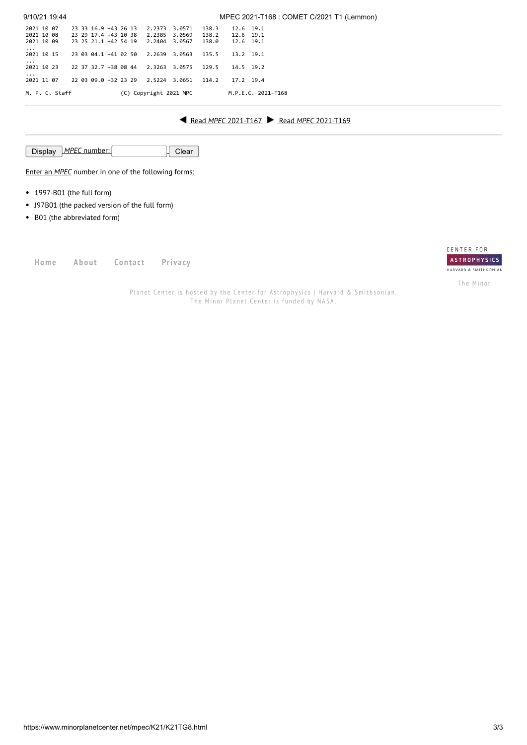```
2021 10 07    23 33 16.9 +43 26 13   2.2373  3.0571   138.3    12.6  19.1
2021 10 08    23 29 17.4 +43 10 38   2.2385  3.0569   138.2    12.6  19.1
2021 10 09    23 25 21.1 +42 54 19   2.2404  3.0567   138.0    12.6  19.1
...
2021 10 15    23 03 04.1 +41 02 50   2.2639  3.0563   135.5    13.2  19.1
...
2021 10 23    22 37 32.7 +38 08 44   2.3263  3.0575   129.5    14.5  19.2
...
2021 11 07    22 03 09.0 +32 23 29   2.5224  3.0651   114.2    17.2  19.4

M. P. C. Staff             (C) Copyright 2021 MPC          M.P.E.C. 2021-T168
```

---

Read *MPEC* 2021-T167 Read *MPEC* 2021-T169

---

Display *MPEC* number: Clear

Enter an *MPEC* number in one of the following forms:

- 1997-B01 (the full form)
- J97B01 (the packed version of the full form)
- B01 (the abbreviated form)

Home About Contact Privacy

CENTER FOR ASTROPHYSICS HARVARD & SMITHSONIAN

The Minor Planet Center is hosted by the Center for Astrophysics | Harvard & Smithsonian.
The Minor Planet Center is funded by NASA.